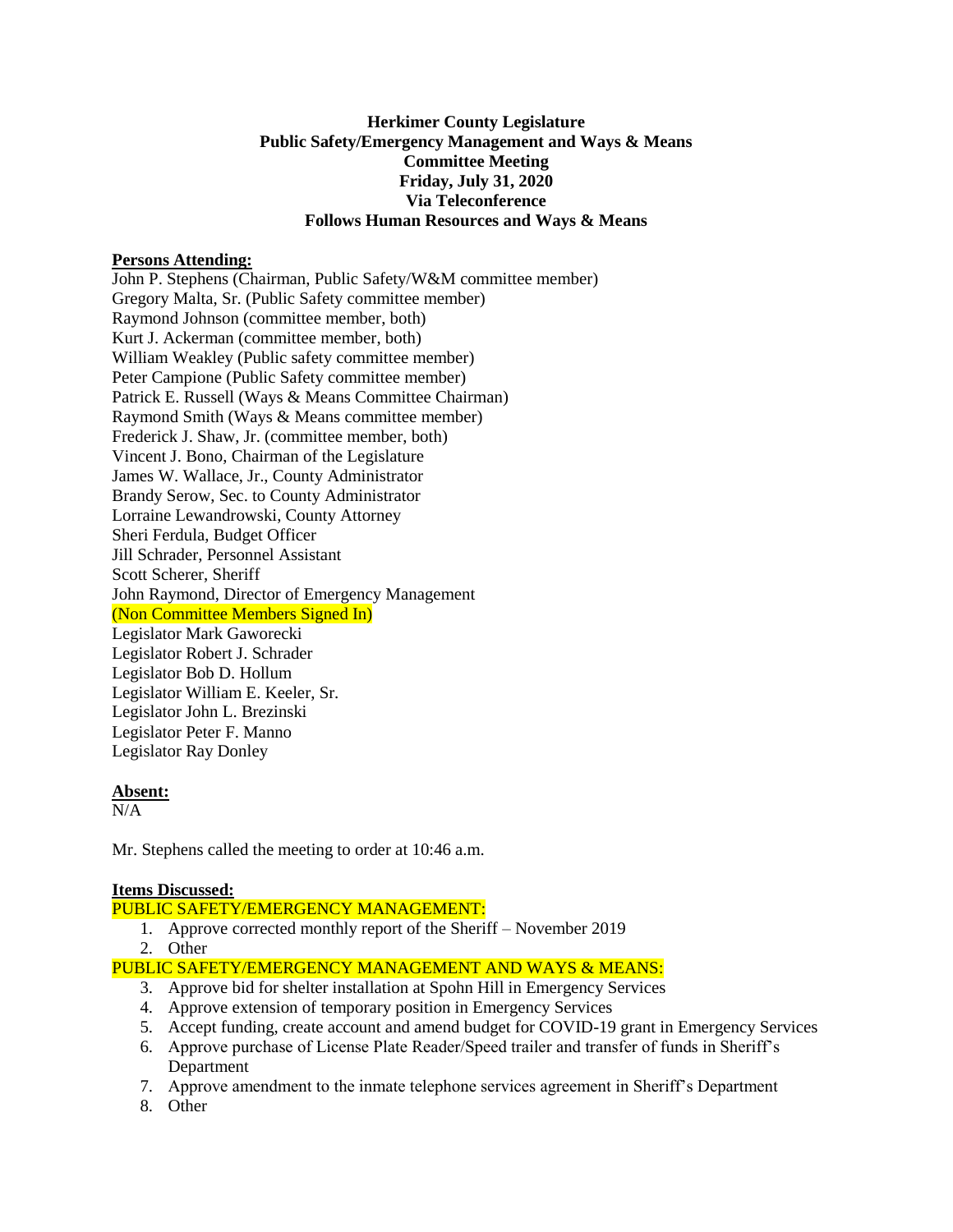**Herkimer County Legislature**
**Public Safety/Emergency Management and Ways & Means**
**Committee Meeting**
**Friday, July 31, 2020**
**Via Teleconference**
**Follows Human Resources and Ways & Means**

**Persons Attending:**

John P. Stephens (Chairman, Public Safety/W&M committee member)
Gregory Malta, Sr. (Public Safety committee member)
Raymond Johnson (committee member, both)
Kurt J. Ackerman (committee member, both)
William Weakley (Public safety committee member)
Peter Campione (Public Safety committee member)
Patrick E. Russell (Ways & Means Committee Chairman)
Raymond Smith (Ways & Means committee member)
Frederick J. Shaw, Jr. (committee member, both)
Vincent J. Bono, Chairman of the Legislature
James W. Wallace, Jr., County Administrator
Brandy Serow, Sec. to County Administrator
Lorraine Lewandrowski, County Attorney
Sheri Ferdula, Budget Officer
Jill Schrader, Personnel Assistant
Scott Scherer, Sheriff
John Raymond, Director of Emergency Management
(Non Committee Members Signed In)
Legislator Mark Gaworecki
Legislator Robert J. Schrader
Legislator Bob D. Hollum
Legislator William E. Keeler, Sr.
Legislator John L. Brezinski
Legislator Peter F. Manno
Legislator Ray Donley

**Absent:**

N/A

Mr. Stephens called the meeting to order at 10:46 a.m.

**Items Discussed:**

PUBLIC SAFETY/EMERGENCY MANAGEMENT:

1. Approve corrected monthly report of the Sheriff – November 2019
2. Other

PUBLIC SAFETY/EMERGENCY MANAGEMENT AND WAYS & MEANS:

3. Approve bid for shelter installation at Spohn Hill in Emergency Services
4. Approve extension of temporary position in Emergency Services
5. Accept funding, create account and amend budget for COVID-19 grant in Emergency Services
6. Approve purchase of License Plate Reader/Speed trailer and transfer of funds in Sheriff's Department
7. Approve amendment to the inmate telephone services agreement in Sheriff's Department
8. Other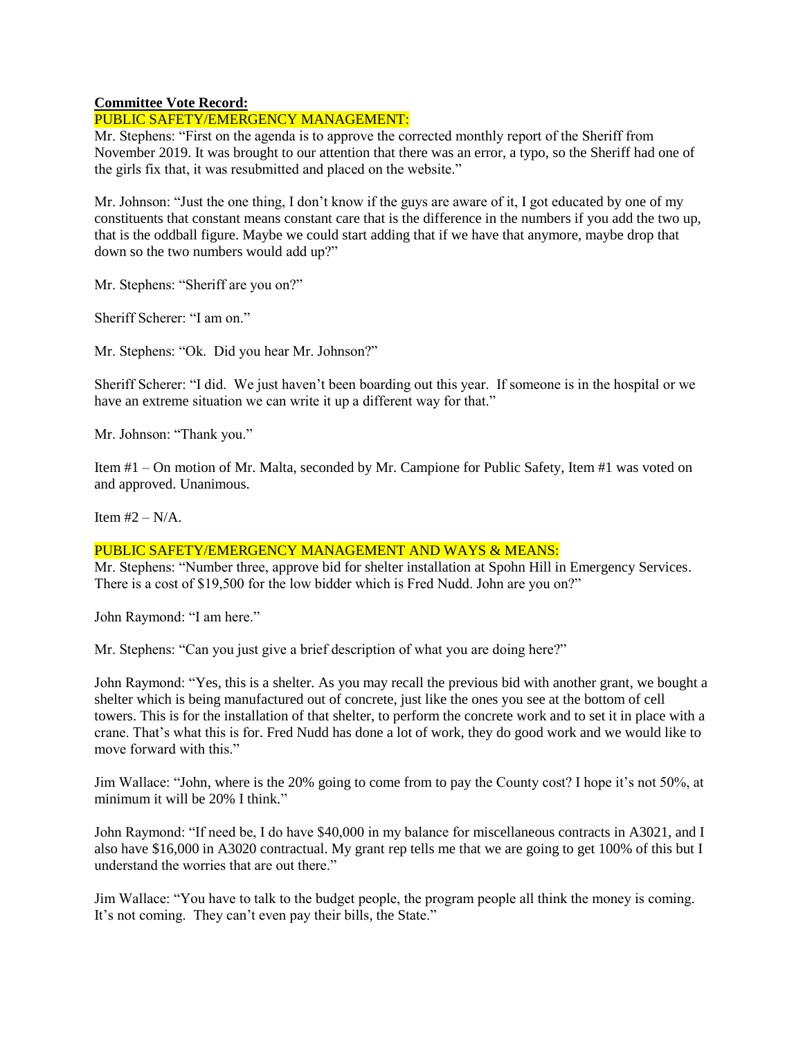**Committee Vote Record:**

PUBLIC SAFETY/EMERGENCY MANAGEMENT:

Mr. Stephens: "First on the agenda is to approve the corrected monthly report of the Sheriff from November 2019. It was brought to our attention that there was an error, a typo, so the Sheriff had one of the girls fix that, it was resubmitted and placed on the website."

Mr. Johnson: "Just the one thing, I don't know if the guys are aware of it, I got educated by one of my constituents that constant means constant care that is the difference in the numbers if you add the two up, that is the oddball figure. Maybe we could start adding that if we have that anymore, maybe drop that down so the two numbers would add up?"

Mr. Stephens: "Sheriff are you on?"

Sheriff Scherer: "I am on."

Mr. Stephens: "Ok. Did you hear Mr. Johnson?"

Sheriff Scherer: "I did. We just haven't been boarding out this year. If someone is in the hospital or we have an extreme situation we can write it up a different way for that."

Mr. Johnson: "Thank you."

Item #1 – On motion of Mr. Malta, seconded by Mr. Campione for Public Safety, Item #1 was voted on and approved. Unanimous.

Item #2 – N/A.

PUBLIC SAFETY/EMERGENCY MANAGEMENT AND WAYS & MEANS:

Mr. Stephens: "Number three, approve bid for shelter installation at Spohn Hill in Emergency Services. There is a cost of $19,500 for the low bidder which is Fred Nudd. John are you on?"

John Raymond: "I am here."

Mr. Stephens: "Can you just give a brief description of what you are doing here?"

John Raymond: "Yes, this is a shelter. As you may recall the previous bid with another grant, we bought a shelter which is being manufactured out of concrete, just like the ones you see at the bottom of cell towers. This is for the installation of that shelter, to perform the concrete work and to set it in place with a crane. That's what this is for. Fred Nudd has done a lot of work, they do good work and we would like to move forward with this."

Jim Wallace: "John, where is the 20% going to come from to pay the County cost? I hope it's not 50%, at minimum it will be 20% I think."

John Raymond: "If need be, I do have $40,000 in my balance for miscellaneous contracts in A3021, and I also have $16,000 in A3020 contractual. My grant rep tells me that we are going to get 100% of this but I understand the worries that are out there."

Jim Wallace: "You have to talk to the budget people, the program people all think the money is coming. It's not coming. They can't even pay their bills, the State."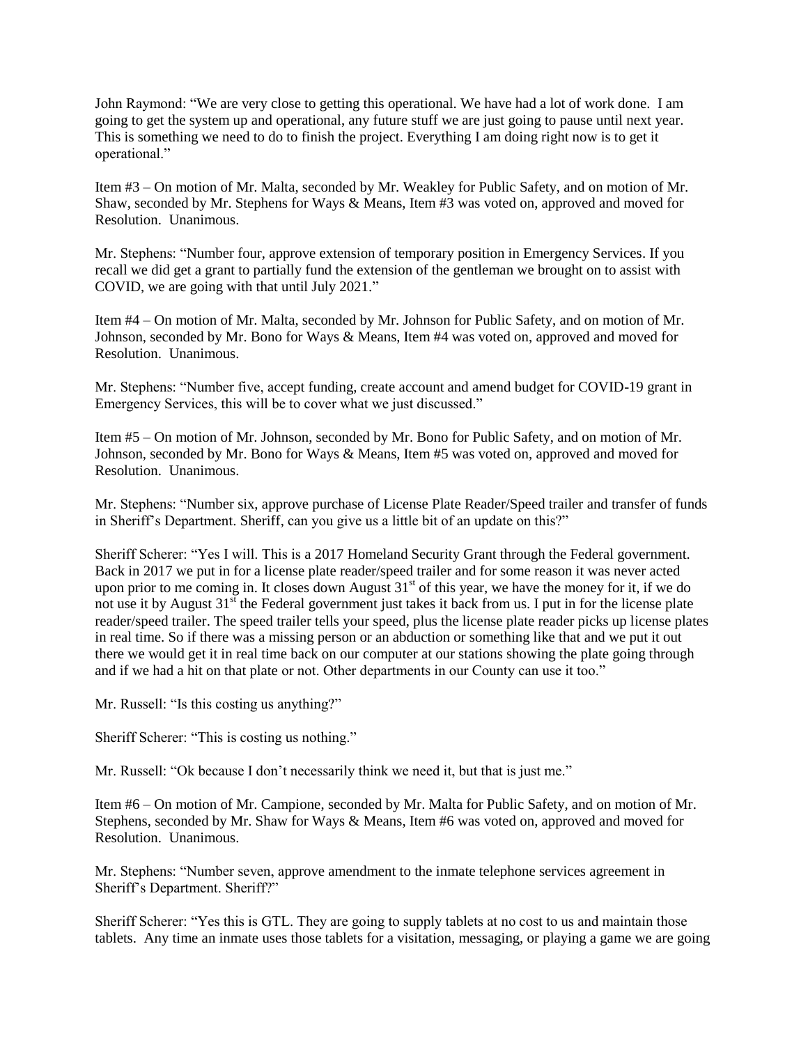John Raymond: "We are very close to getting this operational. We have had a lot of work done. I am going to get the system up and operational, any future stuff we are just going to pause until next year. This is something we need to do to finish the project. Everything I am doing right now is to get it operational."

Item #3 – On motion of Mr. Malta, seconded by Mr. Weakley for Public Safety, and on motion of Mr. Shaw, seconded by Mr. Stephens for Ways & Means, Item #3 was voted on, approved and moved for Resolution. Unanimous.

Mr. Stephens: "Number four, approve extension of temporary position in Emergency Services. If you recall we did get a grant to partially fund the extension of the gentleman we brought on to assist with COVID, we are going with that until July 2021."

Item #4 – On motion of Mr. Malta, seconded by Mr. Johnson for Public Safety, and on motion of Mr. Johnson, seconded by Mr. Bono for Ways & Means, Item #4 was voted on, approved and moved for Resolution. Unanimous.

Mr. Stephens: "Number five, accept funding, create account and amend budget for COVID-19 grant in Emergency Services, this will be to cover what we just discussed."

Item #5 – On motion of Mr. Johnson, seconded by Mr. Bono for Public Safety, and on motion of Mr. Johnson, seconded by Mr. Bono for Ways & Means, Item #5 was voted on, approved and moved for Resolution. Unanimous.

Mr. Stephens: "Number six, approve purchase of License Plate Reader/Speed trailer and transfer of funds in Sheriff's Department. Sheriff, can you give us a little bit of an update on this?"

Sheriff Scherer: "Yes I will. This is a 2017 Homeland Security Grant through the Federal government. Back in 2017 we put in for a license plate reader/speed trailer and for some reason it was never acted upon prior to me coming in. It closes down August 31st of this year, we have the money for it, if we do not use it by August 31st the Federal government just takes it back from us. I put in for the license plate reader/speed trailer. The speed trailer tells your speed, plus the license plate reader picks up license plates in real time. So if there was a missing person or an abduction or something like that and we put it out there we would get it in real time back on our computer at our stations showing the plate going through and if we had a hit on that plate or not. Other departments in our County can use it too."

Mr. Russell: "Is this costing us anything?"

Sheriff Scherer: "This is costing us nothing."

Mr. Russell: "Ok because I don't necessarily think we need it, but that is just me."

Item #6 – On motion of Mr. Campione, seconded by Mr. Malta for Public Safety, and on motion of Mr. Stephens, seconded by Mr. Shaw for Ways & Means, Item #6 was voted on, approved and moved for Resolution. Unanimous.

Mr. Stephens: "Number seven, approve amendment to the inmate telephone services agreement in Sheriff's Department. Sheriff?"

Sheriff Scherer: "Yes this is GTL. They are going to supply tablets at no cost to us and maintain those tablets. Any time an inmate uses those tablets for a visitation, messaging, or playing a game we are going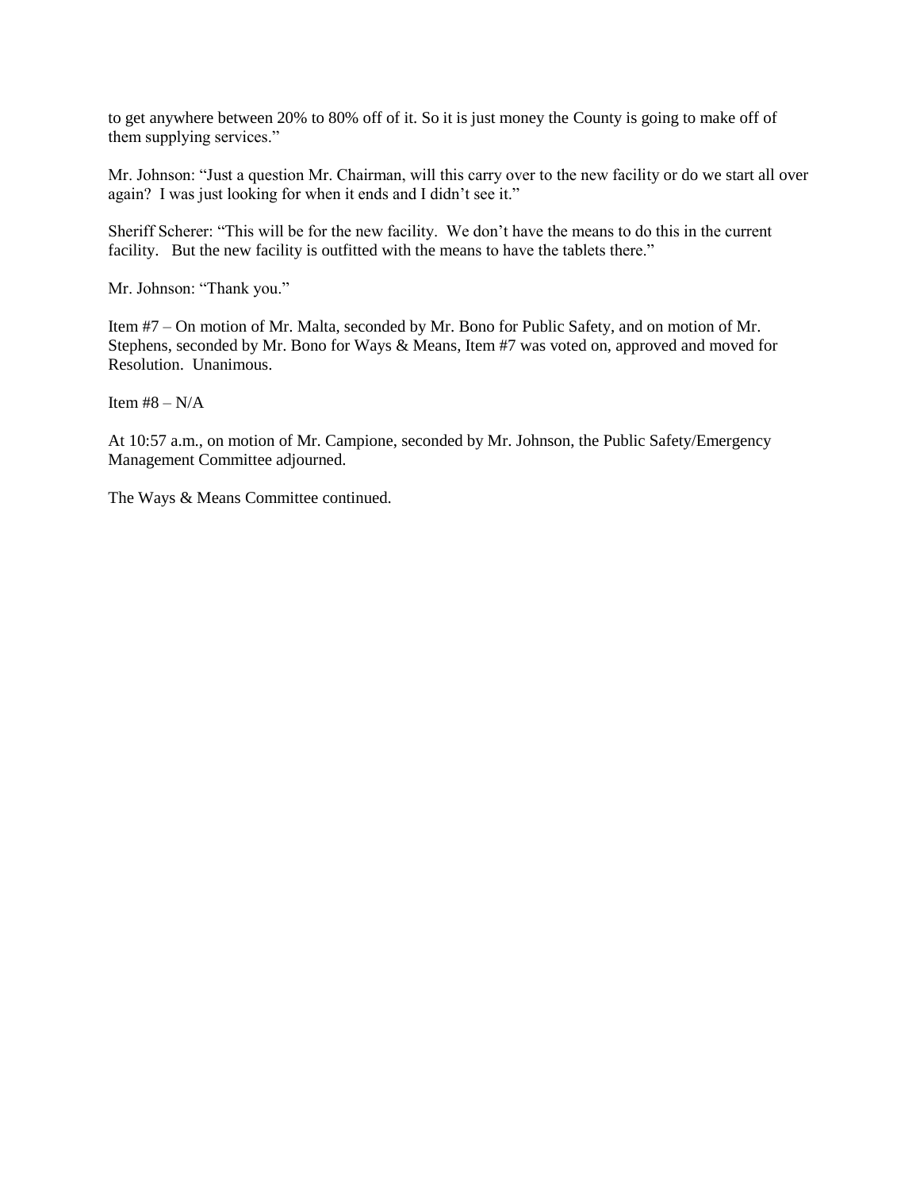to get anywhere between 20% to 80% off of it. So it is just money the County is going to make off of them supplying services."

Mr. Johnson: "Just a question Mr. Chairman, will this carry over to the new facility or do we start all over again? I was just looking for when it ends and I didn't see it."

Sheriff Scherer: "This will be for the new facility. We don't have the means to do this in the current facility. But the new facility is outfitted with the means to have the tablets there."

Mr. Johnson: "Thank you."

Item #7 – On motion of Mr. Malta, seconded by Mr. Bono for Public Safety, and on motion of Mr. Stephens, seconded by Mr. Bono for Ways & Means, Item #7 was voted on, approved and moved for Resolution. Unanimous.

Item #8 – N/A

At 10:57 a.m., on motion of Mr. Campione, seconded by Mr. Johnson, the Public Safety/Emergency Management Committee adjourned.

The Ways & Means Committee continued.